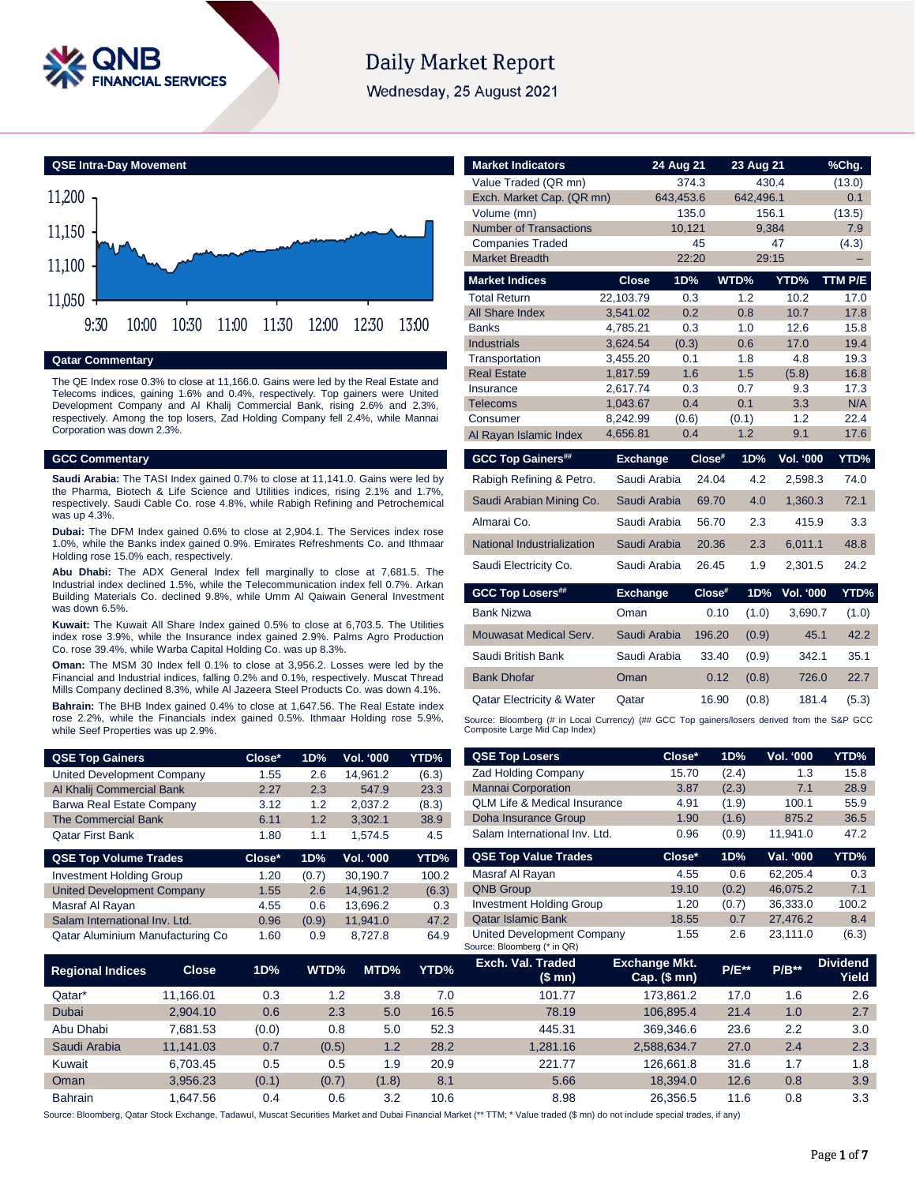# Daily Market Report

Wednesday, 25 August 2021

## QSE Intra-Day Movement

## Qatar Commentary

The QE Index rose 0.3% to close at 11,166.0. Gains were led by the Real Estate and Telecoms indices, gaining 1.6% and 0.4%, respectively. Top gainers were United Development Company and Al Khalij Commercial Bank, rising 2.6% and 2.3%, respectively. Among the top losers, Zad Holding Company fell 2.4%, while Mannai Corporation was down 2.3%.

## GCC Commentary

**Saudi Arabia:** The TASI Index gained 0.7% to close at 11,141.0. Gains were led by the Pharma, Biotech & Life Science and Utilities indices, rising 2.1% and 1.7%, respectively. Saudi Cable Co. rose 4.8%, while Rabigh Refining and Petrochemical was up 4.3%.

**Dubai:** The DFM Index gained 0.6% to close at 2,904.1. The Services index rose 1.0%, while the Banks index gained 0.9%. Emirates Refreshments Co. and Ithmaar Holding rose 15.0% each, respectively.

**Abu Dhabi:** The ADX General Index fell marginally to close at 7,681.5. The Industrial index declined 1.5%, while the Telecommunication index fell 0.7%. Arkan Building Materials Co. declined 9.8%, while Umm Al Qaiwain General Investment was down 6.5%.

**Kuwait:** The Kuwait All Share Index gained 0.5% to close at 6,703.5. The Utilities index rose 3.9%, while the Insurance index gained 2.9%. Palms Agro Production Co. rose 39.4%, while Warba Capital Holding Co. was up 8.3%.

**Oman:** The MSM 30 Index fell 0.1% to close at 3,956.2. Losses were led by the Financial and Industrial indices, falling 0.2% and 0.1%, respectively. Muscat Thread Mills Company declined 8.3%, while Al Jazeera Steel Products Co. was down 4.1%.

**Bahrain:** The BHB Index gained 0.4% to close at 1,647.56. The Real Estate index rose 2.2%, while the Financials index gained 0.5%. Ithmaar Holding rose 5.9%, while Seef Properties was up 2.9%.

| Market Indicators | 24 Aug 21 | 23 Aug 21 | %Chg. |
|---|---|---|---|
| Value Traded (QR mn) | 374.3 | 430.4 | (13.0) |
| Exch. Market Cap. (QR mn) | 643,453.6 | 642,496.1 | 0.1 |
| Volume (mn) | 135.0 | 156.1 | (13.5) |
| Number of Transactions | 10,121 | 9,384 | 7.9 |
| Companies Traded | 45 | 47 | (4.3) |
| Market Breadth | 22:20 | 29:15 | – |

| Market Indices | Close | 1D% | WTD% | YTD% | TTM P/E |
|---|---|---|---|---|---|
| Total Return | 22,103.79 | 0.3 | 1.2 | 10.2 | 17.0 |
| All Share Index | 3,541.02 | 0.2 | 0.8 | 10.7 | 17.8 |
| Banks | 4,785.21 | 0.3 | 1.0 | 12.6 | 15.8 |
| Industrials | 3,624.54 | (0.3) | 0.6 | 17.0 | 19.4 |
| Transportation | 3,455.20 | 0.1 | 1.8 | 4.8 | 19.3 |
| Real Estate | 1,817.59 | 1.6 | 1.5 | (5.8) | 16.8 |
| Insurance | 2,617.74 | 0.3 | 0.7 | 9.3 | 17.3 |
| Telecoms | 1,043.67 | 0.4 | 0.1 | 3.3 | N/A |
| Consumer | 8,242.99 | (0.6) | (0.1) | 1.2 | 22.4 |
| Al Rayan Islamic Index | 4,656.81 | 0.4 | 1.2 | 9.1 | 17.6 |

| GCC Top Gainers## | Exchange | Close# | 1D% | Vol. '000 | YTD% |
|---|---|---|---|---|---|
| Rabigh Refining & Petro. | Saudi Arabia | 24.04 | 4.2 | 2,598.3 | 74.0 |
| Saudi Arabian Mining Co. | Saudi Arabia | 69.70 | 4.0 | 1,360.3 | 72.1 |
| Almarai Co. | Saudi Arabia | 56.70 | 2.3 | 415.9 | 3.3 |
| National Industrialization | Saudi Arabia | 20.36 | 2.3 | 6,011.1 | 48.8 |
| Saudi Electricity Co. | Saudi Arabia | 26.45 | 1.9 | 2,301.5 | 24.2 |

| GCC Top Losers## | Exchange | Close# | 1D% | Vol. '000 | YTD% |
|---|---|---|---|---|---|
| Bank Nizwa | Oman | 0.10 | (1.0) | 3,690.7 | (1.0) |
| Mouwasat Medical Serv. | Saudi Arabia | 196.20 | (0.9) | 45.1 | 42.2 |
| Saudi British Bank | Saudi Arabia | 33.40 | (0.9) | 342.1 | 35.1 |
| Bank Dhofar | Oman | 0.12 | (0.8) | 726.0 | 22.7 |
| Qatar Electricity & Water | Qatar | 16.90 | (0.8) | 181.4 | (5.3) |

Source: Bloomberg (# in Local Currency) (## GCC Top gainers/losers derived from the S&P GCC Composite Large Mid Cap Index)

| QSE Top Gainers | Close* | 1D% | Vol. '000 | YTD% |
|---|---|---|---|---|
| United Development Company | 1.55 | 2.6 | 14,961.2 | (6.3) |
| Al Khalij Commercial Bank | 2.27 | 2.3 | 547.9 | 23.3 |
| Barwa Real Estate Company | 3.12 | 1.2 | 2,037.2 | (8.3) |
| The Commercial Bank | 6.11 | 1.2 | 3,302.1 | 38.9 |
| Qatar First Bank | 1.80 | 1.1 | 1,574.5 | 4.5 |

| QSE Top Volume Trades | Close* | 1D% | Vol. '000 | YTD% |
|---|---|---|---|---|
| Investment Holding Group | 1.20 | (0.7) | 30,190.7 | 100.2 |
| United Development Company | 1.55 | 2.6 | 14,961.2 | (6.3) |
| Masraf Al Rayan | 4.55 | 0.6 | 13,696.2 | 0.3 |
| Salam International Inv. Ltd. | 0.96 | (0.9) | 11,941.0 | 47.2 |
| Qatar Aluminium Manufacturing Co | 1.60 | 0.9 | 8,727.8 | 64.9 |

| QSE Top Losers | Close* | 1D% | Vol. '000 | YTD% |
|---|---|---|---|---|
| Zad Holding Company | 15.70 | (2.4) | 1.3 | 15.8 |
| Mannai Corporation | 3.87 | (2.3) | 7.1 | 28.9 |
| QLM Life & Medical Insurance | 4.91 | (1.9) | 100.1 | 55.9 |
| Doha Insurance Group | 1.90 | (1.6) | 875.2 | 36.5 |
| Salam International Inv. Ltd. | 0.96 | (0.9) | 11,941.0 | 47.2 |

| QSE Top Value Trades | Close* | 1D% | Val. '000 | YTD% |
|---|---|---|---|---|
| Masraf Al Rayan | 4.55 | 0.6 | 62,205.4 | 0.3 |
| QNB Group | 19.10 | (0.2) | 46,075.2 | 7.1 |
| Investment Holding Group | 1.20 | (0.7) | 36,333.0 | 100.2 |
| Qatar Islamic Bank | 18.55 | 0.7 | 27,476.2 | 8.4 |
| United Development Company | 1.55 | 2.6 | 23,111.0 | (6.3) |

Source: Bloomberg (* in QR)

| Regional Indices | Close | 1D% | WTD% | MTD% | YTD% | Exch. Val. Traded ($ mn) | Exchange Mkt. Cap. ($ mn) | P/E** | P/B** | Dividend Yield |
|---|---|---|---|---|---|---|---|---|---|---|
| Qatar* | 11,166.01 | 0.3 | 1.2 | 3.8 | 7.0 | 101.77 | 173,861.2 | 17.0 | 1.6 | 2.6 |
| Dubai | 2,904.10 | 0.6 | 2.3 | 5.0 | 16.5 | 78.19 | 106,895.4 | 21.4 | 1.0 | 2.7 |
| Abu Dhabi | 7,681.53 | (0.0) | 0.8 | 5.0 | 52.3 | 445.31 | 369,346.6 | 23.6 | 2.2 | 3.0 |
| Saudi Arabia | 11,141.03 | 0.7 | (0.5) | 1.2 | 28.2 | 1,281.16 | 2,588,634.7 | 27.0 | 2.4 | 2.3 |
| Kuwait | 6,703.45 | 0.5 | 0.5 | 1.9 | 20.9 | 221.77 | 126,661.8 | 31.6 | 1.7 | 1.8 |
| Oman | 3,956.23 | (0.1) | (0.7) | (1.8) | 8.1 | 5.66 | 18,394.0 | 12.6 | 0.8 | 3.9 |
| Bahrain | 1,647.56 | 0.4 | 0.6 | 3.2 | 10.6 | 8.98 | 26,356.5 | 11.6 | 0.8 | 3.3 |

Source: Bloomberg, Qatar Stock Exchange, Tadawul, Muscat Securities Market and Dubai Financial Market (** TTM; * Value traded ($ mn) do not include special trades, if any)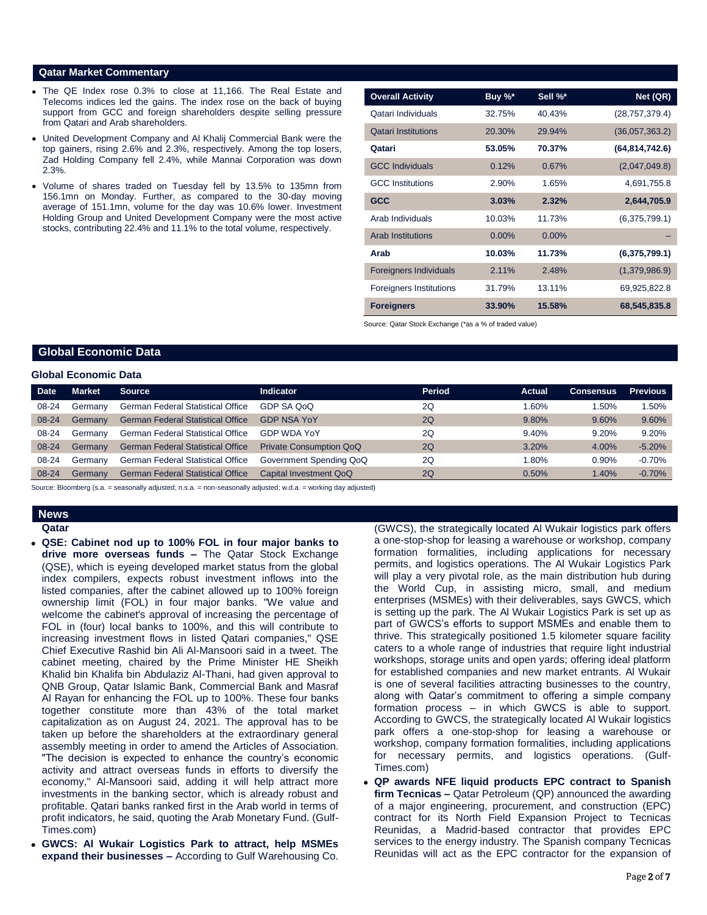## Qatar Market Commentary

- The QE Index rose 0.3% to close at 11,166. The Real Estate and Telecoms indices led the gains. The index rose on the back of buying support from GCC and foreign shareholders despite selling pressure from Qatari and Arab shareholders.
- United Development Company and Al Khalij Commercial Bank were the top gainers, rising 2.6% and 2.3%, respectively. Among the top losers, Zad Holding Company fell 2.4%, while Mannai Corporation was down 2.3%.
- Volume of shares traded on Tuesday fell by 13.5% to 135mn from 156.1mn on Monday. Further, as compared to the 30-day moving average of 151.1mn, volume for the day was 10.6% lower. Investment Holding Group and United Development Company were the most active stocks, contributing 22.4% and 11.1% to the total volume, respectively.

| Overall Activity | Buy %* | Sell %* | Net (QR) |
|---|---|---|---|
| Qatari Individuals | 32.75% | 40.43% | (28,757,379.4) |
| Qatari Institutions | 20.30% | 29.94% | (36,057,363.2) |
| **Qatari** | **53.05%** | **70.37%** | **(64,814,742.6)** |
| GCC Individuals | 0.12% | 0.67% | (2,047,049.8) |
| GCC Institutions | 2.90% | 1.65% | 4,691,755.8 |
| **GCC** | **3.03%** | **2.32%** | **2,644,705.9** |
| Arab Individuals | 10.03% | 11.73% | (6,375,799.1) |
| Arab Institutions | 0.00% | 0.00% | – |
| **Arab** | **10.03%** | **11.73%** | **(6,375,799.1)** |
| Foreigners Individuals | 2.11% | 2.48% | (1,379,986.9) |
| Foreigners Institutions | 31.79% | 13.11% | 69,925,822.8 |
| **Foreigners** | **33.90%** | **15.58%** | **68,545,835.8** |

Source: Qatar Stock Exchange (*as a % of traded value)

## Global Economic Data

### Global Economic Data

| Date | Market | Source | Indicator | Period | Actual | Consensus | Previous |
|---|---|---|---|---|---|---|---|
| 08-24 | Germany | German Federal Statistical Office | GDP SA QoQ | 2Q | 1.60% | 1.50% | 1.50% |
| 08-24 | Germany | German Federal Statistical Office | GDP NSA YoY | 2Q | 9.80% | 9.60% | 9.60% |
| 08-24 | Germany | German Federal Statistical Office | GDP WDA YoY | 2Q | 9.40% | 9.20% | 9.20% |
| 08-24 | Germany | German Federal Statistical Office | Private Consumption QoQ | 2Q | 3.20% | 4.00% | -5.20% |
| 08-24 | Germany | German Federal Statistical Office | Government Spending QoQ | 2Q | 1.80% | 0.90% | -0.70% |
| 08-24 | Germany | German Federal Statistical Office | Capital Investment QoQ | 2Q | 0.50% | 1.40% | -0.70% |

Source: Bloomberg (s.a. = seasonally adjusted; n.s.a. = non-seasonally adjusted; w.d.a. = working day adjusted)

## News

### Qatar

- **QSE: Cabinet nod up to 100% FOL in four major banks to drive more overseas funds –** The Qatar Stock Exchange (QSE), which is eyeing developed market status from the global index compilers, expects robust investment inflows into the listed companies, after the cabinet allowed up to 100% foreign ownership limit (FOL) in four major banks. "We value and welcome the cabinet's approval of increasing the percentage of FOL in (four) local banks to 100%, and this will contribute to increasing investment flows in listed Qatari companies," QSE Chief Executive Rashid bin Ali Al-Mansoori said in a tweet. The cabinet meeting, chaired by the Prime Minister HE Sheikh Khalid bin Khalifa bin Abdulaziz Al-Thani, had given approval to QNB Group, Qatar Islamic Bank, Commercial Bank and Masraf Al Rayan for enhancing the FOL up to 100%. These four banks together constitute more than 43% of the total market capitalization as on August 24, 2021. The approval has to be taken up before the shareholders at the extraordinary general assembly meeting in order to amend the Articles of Association. "The decision is expected to enhance the country's economic activity and attract overseas funds in efforts to diversify the economy," Al-Mansoori said, adding it will help attract more investments in the banking sector, which is already robust and profitable. Qatari banks ranked first in the Arab world in terms of profit indicators, he said, quoting the Arab Monetary Fund. (Gulf-Times.com)
- **GWCS: Al Wukair Logistics Park to attract, help MSMEs expand their businesses –** According to Gulf Warehousing Co. (GWCS), the strategically located Al Wukair logistics park offers a one-stop-shop for leasing a warehouse or workshop, company formation formalities, including applications for necessary permits, and logistics operations. The Al Wukair Logistics Park will play a very pivotal role, as the main distribution hub during the World Cup, in assisting micro, small, and medium enterprises (MSMEs) with their deliverables, says GWCS, which is setting up the park. The Al Wukair Logistics Park is set up as part of GWCS's efforts to support MSMEs and enable them to thrive. This strategically positioned 1.5 kilometer square facility caters to a whole range of industries that require light industrial workshops, storage units and open yards; offering ideal platform for established companies and new market entrants. Al Wukair is one of several facilities attracting businesses to the country, along with Qatar's commitment to offering a simple company formation process – in which GWCS is able to support. According to GWCS, the strategically located Al Wukair logistics park offers a one-stop-shop for leasing a warehouse or workshop, company formation formalities, including applications for necessary permits, and logistics operations. (Gulf-Times.com)
- **QP awards NFE liquid products EPC contract to Spanish firm Tecnicas –** Qatar Petroleum (QP) announced the awarding of a major engineering, procurement, and construction (EPC) contract for its North Field Expansion Project to Tecnicas Reunidas, a Madrid-based contractor that provides EPC services to the energy industry. The Spanish company Tecnicas Reunidas will act as the EPC contractor for the expansion of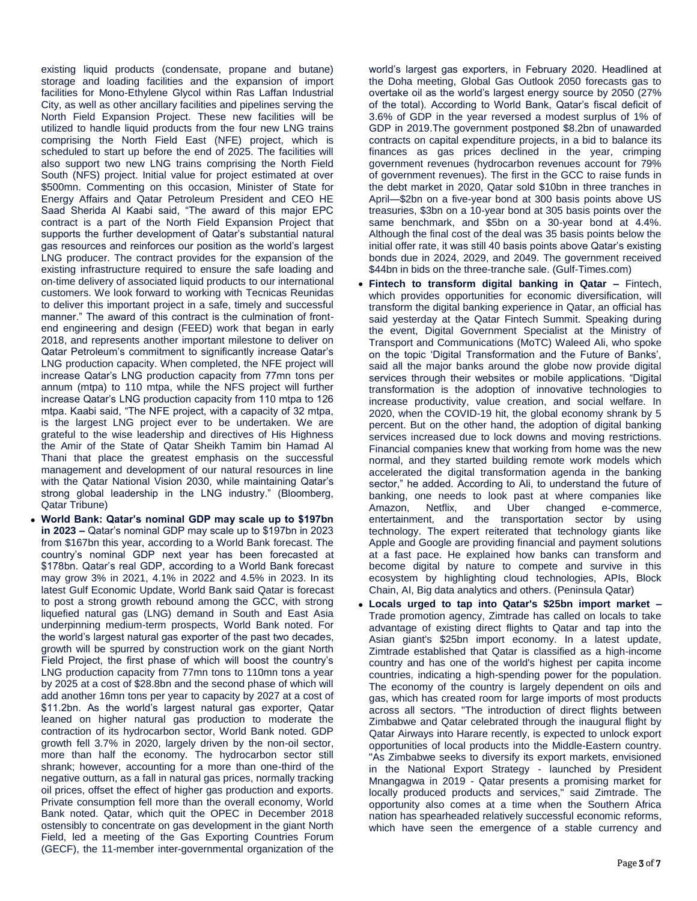existing liquid products (condensate, propane and butane) storage and loading facilities and the expansion of import facilities for Mono-Ethylene Glycol within Ras Laffan Industrial City, as well as other ancillary facilities and pipelines serving the North Field Expansion Project. These new facilities will be utilized to handle liquid products from the four new LNG trains comprising the North Field East (NFE) project, which is scheduled to start up before the end of 2025. The facilities will also support two new LNG trains comprising the North Field South (NFS) project. Initial value for project estimated at over $500mn. Commenting on this occasion, Minister of State for Energy Affairs and Qatar Petroleum President and CEO HE Saad Sherida Al Kaabi said, "The award of this major EPC contract is a part of the North Field Expansion Project that supports the further development of Qatar's substantial natural gas resources and reinforces our position as the world's largest LNG producer. The contract provides for the expansion of the existing infrastructure required to ensure the safe loading and on-time delivery of associated liquid products to our international customers. We look forward to working with Tecnicas Reunidas to deliver this important project in a safe, timely and successful manner." The award of this contract is the culmination of front-end engineering and design (FEED) work that began in early 2018, and represents another important milestone to deliver on Qatar Petroleum's commitment to significantly increase Qatar's LNG production capacity. When completed, the NFE project will increase Qatar's LNG production capacity from 77mn tons per annum (mtpa) to 110 mtpa, while the NFS project will further increase Qatar's LNG production capacity from 110 mtpa to 126 mtpa. Kaabi said, "The NFE project, with a capacity of 32 mtpa, is the largest LNG project ever to be undertaken. We are grateful to the wise leadership and directives of His Highness the Amir of the State of Qatar Sheikh Tamim bin Hamad Al Thani that place the greatest emphasis on the successful management and development of our natural resources in line with the Qatar National Vision 2030, while maintaining Qatar's strong global leadership in the LNG industry." (Bloomberg, Qatar Tribune)

- **World Bank: Qatar's nominal GDP may scale up to $197bn in 2023 –** Qatar's nominal GDP may scale up to $197bn in 2023 from $167bn this year, according to a World Bank forecast. The country's nominal GDP next year has been forecasted at $178bn. Qatar's real GDP, according to a World Bank forecast may grow 3% in 2021, 4.1% in 2022 and 4.5% in 2023. In its latest Gulf Economic Update, World Bank said Qatar is forecast to post a strong growth rebound among the GCC, with strong liquefied natural gas (LNG) demand in South and East Asia underpinning medium-term prospects, World Bank noted. For the world's largest natural gas exporter of the past two decades, growth will be spurred by construction work on the giant North Field Project, the first phase of which will boost the country's LNG production capacity from 77mn tons to 110mn tons a year by 2025 at a cost of $28.8bn and the second phase of which will add another 16mn tons per year to capacity by 2027 at a cost of $11.2bn. As the world's largest natural gas exporter, Qatar leaned on higher natural gas production to moderate the contraction of its hydrocarbon sector, World Bank noted. GDP growth fell 3.7% in 2020, largely driven by the non-oil sector, more than half the economy. The hydrocarbon sector still shrank; however, accounting for a more than one-third of the negative outturn, as a fall in natural gas prices, normally tracking oil prices, offset the effect of higher gas production and exports. Private consumption fell more than the overall economy, World Bank noted. Qatar, which quit the OPEC in December 2018 ostensibly to concentrate on gas development in the giant North Field, led a meeting of the Gas Exporting Countries Forum (GECF), the 11-member inter-governmental organization of the world's largest gas exporters, in February 2020. Headlined at the Doha meeting, Global Gas Outlook 2050 forecasts gas to overtake oil as the world's largest energy source by 2050 (27% of the total). According to World Bank, Qatar's fiscal deficit of 3.6% of GDP in the year reversed a modest surplus of 1% of GDP in 2019.The government postponed $8.2bn of unawarded contracts on capital expenditure projects, in a bid to balance its finances as gas prices declined in the year, crimping government revenues (hydrocarbon revenues account for 79% of government revenues). The first in the GCC to raise funds in the debt market in 2020, Qatar sold $10bn in three tranches in April—$2bn on a five-year bond at 300 basis points above US treasuries, $3bn on a 10-year bond at 305 basis points over the same benchmark, and $5bn on a 30-year bond at 4.4%. Although the final cost of the deal was 35 basis points below the initial offer rate, it was still 40 basis points above Qatar's existing bonds due in 2024, 2029, and 2049. The government received $44bn in bids on the three-tranche sale. (Gulf-Times.com)
- **Fintech to transform digital banking in Qatar –** Fintech, which provides opportunities for economic diversification, will transform the digital banking experience in Qatar, an official has said yesterday at the Qatar Fintech Summit. Speaking during the event, Digital Government Specialist at the Ministry of Transport and Communications (MoTC) Waleed Ali, who spoke on the topic 'Digital Transformation and the Future of Banks', said all the major banks around the globe now provide digital services through their websites or mobile applications. "Digital transformation is the adoption of innovative technologies to increase productivity, value creation, and social welfare. In 2020, when the COVID-19 hit, the global economy shrank by 5 percent. But on the other hand, the adoption of digital banking services increased due to lock downs and moving restrictions. Financial companies knew that working from home was the new normal, and they started building remote work models which accelerated the digital transformation agenda in the banking sector," he added. According to Ali, to understand the future of banking, one needs to look past at where companies like Amazon, Netflix, and Uber changed e-commerce, entertainment, and the transportation sector by using technology. The expert reiterated that technology giants like Apple and Google are providing financial and payment solutions at a fast pace. He explained how banks can transform and become digital by nature to compete and survive in this ecosystem by highlighting cloud technologies, APIs, Block Chain, AI, Big data analytics and others. (Peninsula Qatar)
- **Locals urged to tap into Qatar's $25bn import market –** Trade promotion agency, Zimtrade has called on locals to take advantage of existing direct flights to Qatar and tap into the Asian giant's $25bn import economy. In a latest update, Zimtrade established that Qatar is classified as a high-income country and has one of the world's highest per capita income countries, indicating a high-spending power for the population. The economy of the country is largely dependent on oils and gas, which has created room for large imports of most products across all sectors. "The introduction of direct flights between Zimbabwe and Qatar celebrated through the inaugural flight by Qatar Airways into Harare recently, is expected to unlock export opportunities of local products into the Middle-Eastern country. "As Zimbabwe seeks to diversify its export markets, envisioned in the National Export Strategy - launched by President Mnangagwa in 2019 - Qatar presents a promising market for locally produced products and services," said Zimtrade. The opportunity also comes at a time when the Southern Africa nation has spearheaded relatively successful economic reforms, which have seen the emergence of a stable currency and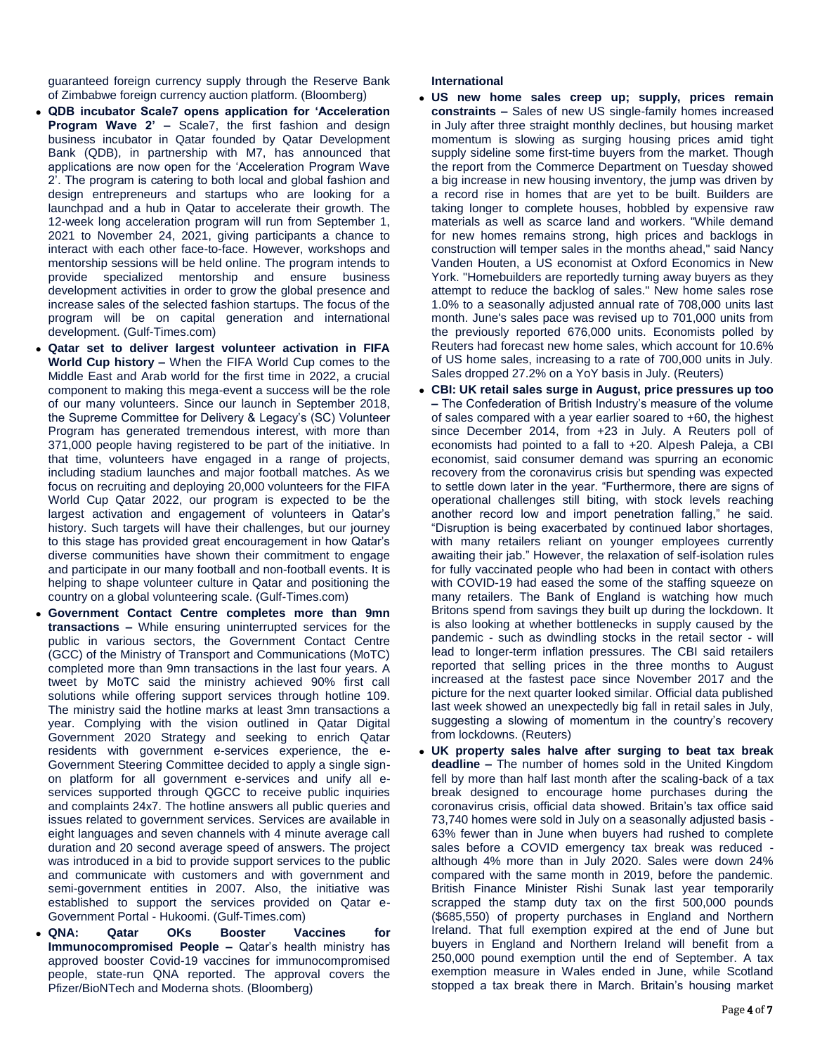guaranteed foreign currency supply through the Reserve Bank of Zimbabwe foreign currency auction platform. (Bloomberg)

- **QDB incubator Scale7 opens application for 'Acceleration Program Wave 2' –** Scale7, the first fashion and design business incubator in Qatar founded by Qatar Development Bank (QDB), in partnership with M7, has announced that applications are now open for the 'Acceleration Program Wave 2'. The program is catering to both local and global fashion and design entrepreneurs and startups who are looking for a launchpad and a hub in Qatar to accelerate their growth. The 12-week long acceleration program will run from September 1, 2021 to November 24, 2021, giving participants a chance to interact with each other face-to-face. However, workshops and mentorship sessions will be held online. The program intends to provide specialized mentorship and ensure business development activities in order to grow the global presence and increase sales of the selected fashion startups. The focus of the program will be on capital generation and international development. (Gulf-Times.com)
- **Qatar set to deliver largest volunteer activation in FIFA World Cup history –** When the FIFA World Cup comes to the Middle East and Arab world for the first time in 2022, a crucial component to making this mega-event a success will be the role of our many volunteers. Since our launch in September 2018, the Supreme Committee for Delivery & Legacy's (SC) Volunteer Program has generated tremendous interest, with more than 371,000 people having registered to be part of the initiative. In that time, volunteers have engaged in a range of projects, including stadium launches and major football matches. As we focus on recruiting and deploying 20,000 volunteers for the FIFA World Cup Qatar 2022, our program is expected to be the largest activation and engagement of volunteers in Qatar's history. Such targets will have their challenges, but our journey to this stage has provided great encouragement in how Qatar's diverse communities have shown their commitment to engage and participate in our many football and non-football events. It is helping to shape volunteer culture in Qatar and positioning the country on a global volunteering scale. (Gulf-Times.com)
- **Government Contact Centre completes more than 9mn transactions –** While ensuring uninterrupted services for the public in various sectors, the Government Contact Centre (GCC) of the Ministry of Transport and Communications (MoTC) completed more than 9mn transactions in the last four years. A tweet by MoTC said the ministry achieved 90% first call solutions while offering support services through hotline 109. The ministry said the hotline marks at least 3mn transactions a year. Complying with the vision outlined in Qatar Digital Government 2020 Strategy and seeking to enrich Qatar residents with government e-services experience, the e-Government Steering Committee decided to apply a single sign-on platform for all government e-services and unify all e-services supported through QGCC to receive public inquiries and complaints 24x7. The hotline answers all public queries and issues related to government services. Services are available in eight languages and seven channels with 4 minute average call duration and 20 second average speed of answers. The project was introduced in a bid to provide support services to the public and communicate with customers and with government and semi-government entities in 2007. Also, the initiative was established to support the services provided on Qatar e-Government Portal - Hukoomi. (Gulf-Times.com)
- **QNA: Qatar OKs Booster Vaccines for Immunocompromised People –** Qatar's health ministry has approved booster Covid-19 vaccines for immunocompromised people, state-run QNA reported. The approval covers the Pfizer/BioNTech and Moderna shots. (Bloomberg)

**International**

- **US new home sales creep up; supply, prices remain constraints –** Sales of new US single-family homes increased in July after three straight monthly declines, but housing market momentum is slowing as surging housing prices amid tight supply sideline some first-time buyers from the market. Though the report from the Commerce Department on Tuesday showed a big increase in new housing inventory, the jump was driven by a record rise in homes that are yet to be built. Builders are taking longer to complete houses, hobbled by expensive raw materials as well as scarce land and workers. "While demand for new homes remains strong, high prices and backlogs in construction will temper sales in the months ahead," said Nancy Vanden Houten, a US economist at Oxford Economics in New York. "Homebuilders are reportedly turning away buyers as they attempt to reduce the backlog of sales." New home sales rose 1.0% to a seasonally adjusted annual rate of 708,000 units last month. June's sales pace was revised up to 701,000 units from the previously reported 676,000 units. Economists polled by Reuters had forecast new home sales, which account for 10.6% of US home sales, increasing to a rate of 700,000 units in July. Sales dropped 27.2% on a YoY basis in July. (Reuters)
- **CBI: UK retail sales surge in August, price pressures up too –** The Confederation of British Industry's measure of the volume of sales compared with a year earlier soared to +60, the highest since December 2014, from +23 in July. A Reuters poll of economists had pointed to a fall to +20. Alpesh Paleja, a CBI economist, said consumer demand was spurring an economic recovery from the coronavirus crisis but spending was expected to settle down later in the year. "Furthermore, there are signs of operational challenges still biting, with stock levels reaching another record low and import penetration falling," he said. "Disruption is being exacerbated by continued labor shortages, with many retailers reliant on younger employees currently awaiting their jab." However, the relaxation of self-isolation rules for fully vaccinated people who had been in contact with others with COVID-19 had eased the some of the staffing squeeze on many retailers. The Bank of England is watching how much Britons spend from savings they built up during the lockdown. It is also looking at whether bottlenecks in supply caused by the pandemic - such as dwindling stocks in the retail sector - will lead to longer-term inflation pressures. The CBI said retailers reported that selling prices in the three months to August increased at the fastest pace since November 2017 and the picture for the next quarter looked similar. Official data published last week showed an unexpectedly big fall in retail sales in July, suggesting a slowing of momentum in the country's recovery from lockdowns. (Reuters)
- **UK property sales halve after surging to beat tax break deadline –** The number of homes sold in the United Kingdom fell by more than half last month after the scaling-back of a tax break designed to encourage home purchases during the coronavirus crisis, official data showed. Britain's tax office said 73,740 homes were sold in July on a seasonally adjusted basis - 63% fewer than in June when buyers had rushed to complete sales before a COVID emergency tax break was reduced - although 4% more than in July 2020. Sales were down 24% compared with the same month in 2019, before the pandemic. British Finance Minister Rishi Sunak last year temporarily scrapped the stamp duty tax on the first 500,000 pounds ($685,550) of property purchases in England and Northern Ireland. That full exemption expired at the end of June but buyers in England and Northern Ireland will benefit from a 250,000 pound exemption until the end of September. A tax exemption measure in Wales ended in June, while Scotland stopped a tax break there in March. Britain's housing market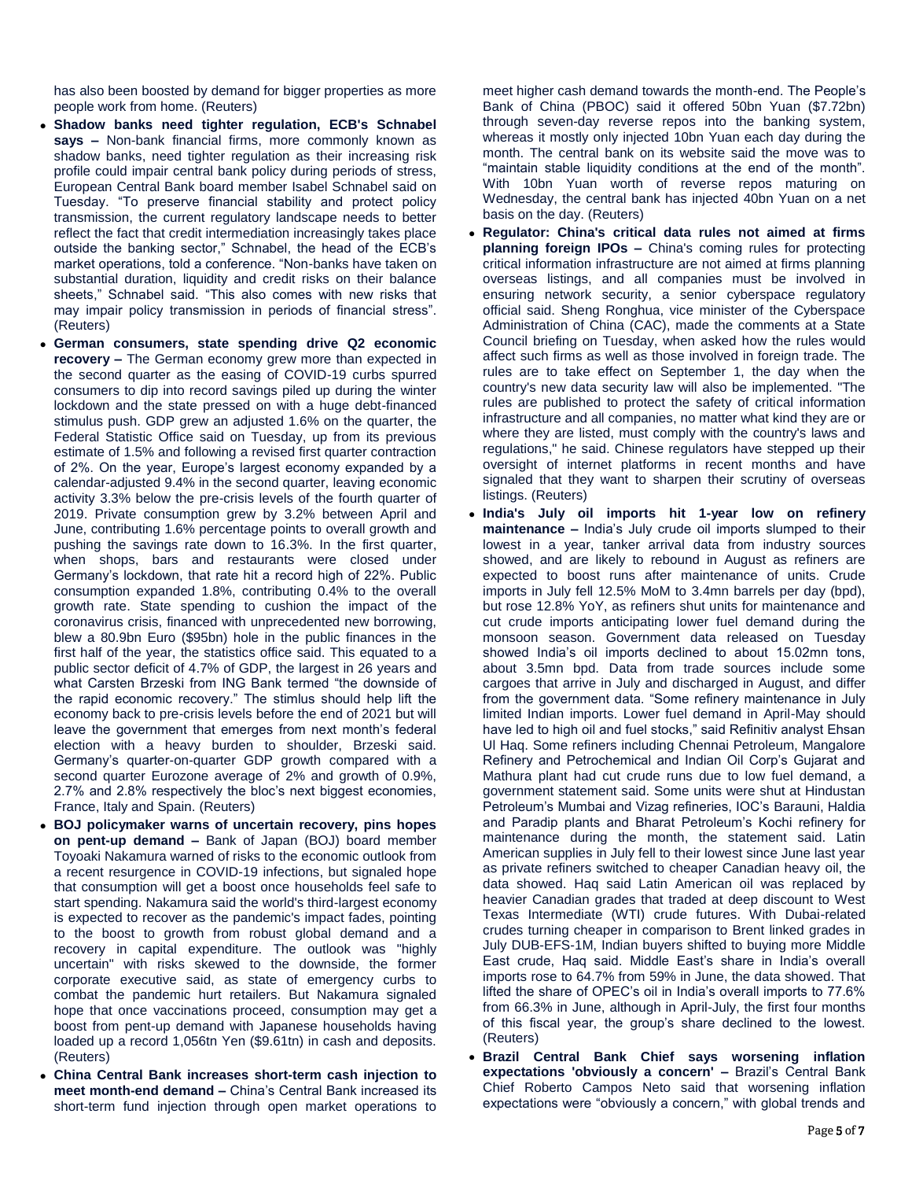has also been boosted by demand for bigger properties as more people work from home. (Reuters)

- **Shadow banks need tighter regulation, ECB's Schnabel says –** Non-bank financial firms, more commonly known as shadow banks, need tighter regulation as their increasing risk profile could impair central bank policy during periods of stress, European Central Bank board member Isabel Schnabel said on Tuesday. "To preserve financial stability and protect policy transmission, the current regulatory landscape needs to better reflect the fact that credit intermediation increasingly takes place outside the banking sector," Schnabel, the head of the ECB's market operations, told a conference. "Non-banks have taken on substantial duration, liquidity and credit risks on their balance sheets," Schnabel said. "This also comes with new risks that may impair policy transmission in periods of financial stress". (Reuters)
- **German consumers, state spending drive Q2 economic recovery –** The German economy grew more than expected in the second quarter as the easing of COVID-19 curbs spurred consumers to dip into record savings piled up during the winter lockdown and the state pressed on with a huge debt-financed stimulus push. GDP grew an adjusted 1.6% on the quarter, the Federal Statistic Office said on Tuesday, up from its previous estimate of 1.5% and following a revised first quarter contraction of 2%. On the year, Europe's largest economy expanded by a calendar-adjusted 9.4% in the second quarter, leaving economic activity 3.3% below the pre-crisis levels of the fourth quarter of 2019. Private consumption grew by 3.2% between April and June, contributing 1.6% percentage points to overall growth and pushing the savings rate down to 16.3%. In the first quarter, when shops, bars and restaurants were closed under Germany's lockdown, that rate hit a record high of 22%. Public consumption expanded 1.8%, contributing 0.4% to the overall growth rate. State spending to cushion the impact of the coronavirus crisis, financed with unprecedented new borrowing, blew a 80.9bn Euro ($95bn) hole in the public finances in the first half of the year, the statistics office said. This equated to a public sector deficit of 4.7% of GDP, the largest in 26 years and what Carsten Brzeski from ING Bank termed "the downside of the rapid economic recovery." The stimlus should help lift the economy back to pre-crisis levels before the end of 2021 but will leave the government that emerges from next month's federal election with a heavy burden to shoulder, Brzeski said. Germany's quarter-on-quarter GDP growth compared with a second quarter Eurozone average of 2% and growth of 0.9%, 2.7% and 2.8% respectively the bloc's next biggest economies, France, Italy and Spain. (Reuters)
- **BOJ policymaker warns of uncertain recovery, pins hopes on pent-up demand –** Bank of Japan (BOJ) board member Toyoaki Nakamura warned of risks to the economic outlook from a recent resurgence in COVID-19 infections, but signaled hope that consumption will get a boost once households feel safe to start spending. Nakamura said the world's third-largest economy is expected to recover as the pandemic's impact fades, pointing to the boost to growth from robust global demand and a recovery in capital expenditure. The outlook was "highly uncertain" with risks skewed to the downside, the former corporate executive said, as state of emergency curbs to combat the pandemic hurt retailers. But Nakamura signaled hope that once vaccinations proceed, consumption may get a boost from pent-up demand with Japanese households having loaded up a record 1,056tn Yen ($9.61tn) in cash and deposits. (Reuters)
- **China Central Bank increases short-term cash injection to meet month-end demand –** China's Central Bank increased its short-term fund injection through open market operations to meet higher cash demand towards the month-end. The People's Bank of China (PBOC) said it offered 50bn Yuan ($7.72bn) through seven-day reverse repos into the banking system, whereas it mostly only injected 10bn Yuan each day during the month. The central bank on its website said the move was to "maintain stable liquidity conditions at the end of the month". With 10bn Yuan worth of reverse repos maturing on Wednesday, the central bank has injected 40bn Yuan on a net basis on the day. (Reuters)
- **Regulator: China's critical data rules not aimed at firms planning foreign IPOs –** China's coming rules for protecting critical information infrastructure are not aimed at firms planning overseas listings, and all companies must be involved in ensuring network security, a senior cyberspace regulatory official said. Sheng Ronghua, vice minister of the Cyberspace Administration of China (CAC), made the comments at a State Council briefing on Tuesday, when asked how the rules would affect such firms as well as those involved in foreign trade. The rules are to take effect on September 1, the day when the country's new data security law will also be implemented. "The rules are published to protect the safety of critical information infrastructure and all companies, no matter what kind they are or where they are listed, must comply with the country's laws and regulations," he said. Chinese regulators have stepped up their oversight of internet platforms in recent months and have signaled that they want to sharpen their scrutiny of overseas listings. (Reuters)
- **India's July oil imports hit 1-year low on refinery maintenance –** India's July crude oil imports slumped to their lowest in a year, tanker arrival data from industry sources showed, and are likely to rebound in August as refiners are expected to boost runs after maintenance of units. Crude imports in July fell 12.5% MoM to 3.4mn barrels per day (bpd), but rose 12.8% YoY, as refiners shut units for maintenance and cut crude imports anticipating lower fuel demand during the monsoon season. Government data released on Tuesday showed India's oil imports declined to about 15.02mn tons, about 3.5mn bpd. Data from trade sources include some cargoes that arrive in July and discharged in August, and differ from the government data. "Some refinery maintenance in July limited Indian imports. Lower fuel demand in April-May should have led to high oil and fuel stocks," said Refinitiv analyst Ehsan Ul Haq. Some refiners including Chennai Petroleum, Mangalore Refinery and Petrochemical and Indian Oil Corp's Gujarat and Mathura plant had cut crude runs due to low fuel demand, a government statement said. Some units were shut at Hindustan Petroleum's Mumbai and Vizag refineries, IOC's Barauni, Haldia and Paradip plants and Bharat Petroleum's Kochi refinery for maintenance during the month, the statement said. Latin American supplies in July fell to their lowest since June last year as private refiners switched to cheaper Canadian heavy oil, the data showed. Haq said Latin American oil was replaced by heavier Canadian grades that traded at deep discount to West Texas Intermediate (WTI) crude futures. With Dubai-related crudes turning cheaper in comparison to Brent linked grades in July DUB-EFS-1M, Indian buyers shifted to buying more Middle East crude, Haq said. Middle East's share in India's overall imports rose to 64.7% from 59% in June, the data showed. That lifted the share of OPEC's oil in India's overall imports to 77.6% from 66.3% in June, although in April-July, the first four months of this fiscal year, the group's share declined to the lowest. (Reuters)
- **Brazil Central Bank Chief says worsening inflation expectations 'obviously a concern' –** Brazil's Central Bank Chief Roberto Campos Neto said that worsening inflation expectations were "obviously a concern," with global trends and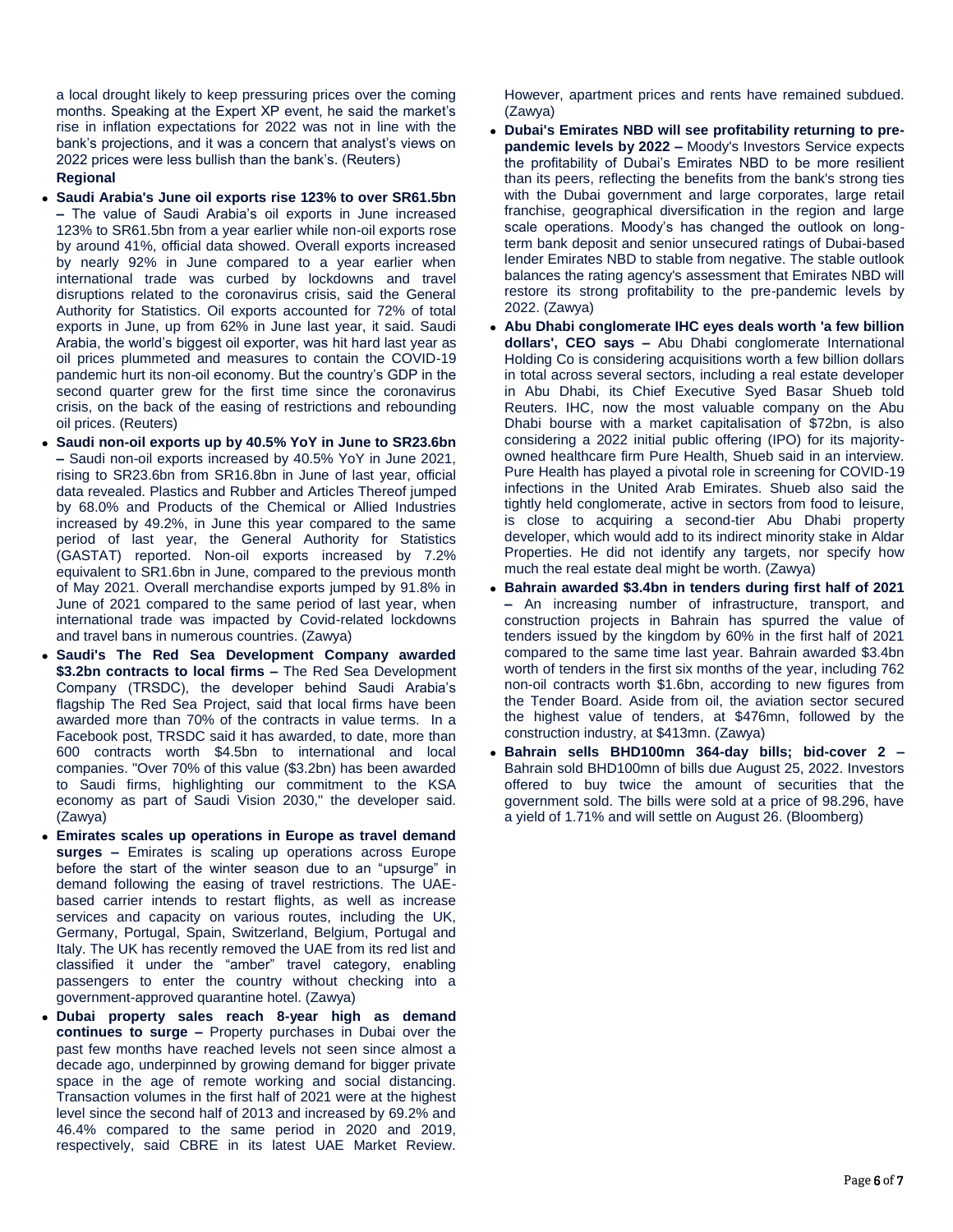a local drought likely to keep pressuring prices over the coming months. Speaking at the Expert XP event, he said the market's rise in inflation expectations for 2022 was not in line with the bank's projections, and it was a concern that analyst's views on 2022 prices were less bullish than the bank's. (Reuters)

**Regional**

- **Saudi Arabia's June oil exports rise 123% to over SR61.5bn –** The value of Saudi Arabia's oil exports in June increased 123% to SR61.5bn from a year earlier while non-oil exports rose by around 41%, official data showed. Overall exports increased by nearly 92% in June compared to a year earlier when international trade was curbed by lockdowns and travel disruptions related to the coronavirus crisis, said the General Authority for Statistics. Oil exports accounted for 72% of total exports in June, up from 62% in June last year, it said. Saudi Arabia, the world's biggest oil exporter, was hit hard last year as oil prices plummeted and measures to contain the COVID-19 pandemic hurt its non-oil economy. But the country's GDP in the second quarter grew for the first time since the coronavirus crisis, on the back of the easing of restrictions and rebounding oil prices. (Reuters)
- **Saudi non-oil exports up by 40.5% YoY in June to SR23.6bn –** Saudi non-oil exports increased by 40.5% YoY in June 2021, rising to SR23.6bn from SR16.8bn in June of last year, official data revealed. Plastics and Rubber and Articles Thereof jumped by 68.0% and Products of the Chemical or Allied Industries increased by 49.2%, in June this year compared to the same period of last year, the General Authority for Statistics (GASTAT) reported. Non-oil exports increased by 7.2% equivalent to SR1.6bn in June, compared to the previous month of May 2021. Overall merchandise exports jumped by 91.8% in June of 2021 compared to the same period of last year, when international trade was impacted by Covid-related lockdowns and travel bans in numerous countries. (Zawya)
- **Saudi's The Red Sea Development Company awarded $3.2bn contracts to local firms –** The Red Sea Development Company (TRSDC), the developer behind Saudi Arabia's flagship The Red Sea Project, said that local firms have been awarded more than 70% of the contracts in value terms. In a Facebook post, TRSDC said it has awarded, to date, more than 600 contracts worth $4.5bn to international and local companies. "Over 70% of this value ($3.2bn) has been awarded to Saudi firms, highlighting our commitment to the KSA economy as part of Saudi Vision 2030," the developer said. (Zawya)
- **Emirates scales up operations in Europe as travel demand surges –** Emirates is scaling up operations across Europe before the start of the winter season due to an "upsurge" in demand following the easing of travel restrictions. The UAE-based carrier intends to restart flights, as well as increase services and capacity on various routes, including the UK, Germany, Portugal, Spain, Switzerland, Belgium, Portugal and Italy. The UK has recently removed the UAE from its red list and classified it under the "amber" travel category, enabling passengers to enter the country without checking into a government-approved quarantine hotel. (Zawya)
- **Dubai property sales reach 8-year high as demand continues to surge –** Property purchases in Dubai over the past few months have reached levels not seen since almost a decade ago, underpinned by growing demand for bigger private space in the age of remote working and social distancing. Transaction volumes in the first half of 2021 were at the highest level since the second half of 2013 and increased by 69.2% and 46.4% compared to the same period in 2020 and 2019, respectively, said CBRE in its latest UAE Market Review. However, apartment prices and rents have remained subdued. (Zawya)
- **Dubai's Emirates NBD will see profitability returning to pre-pandemic levels by 2022 –** Moody's Investors Service expects the profitability of Dubai's Emirates NBD to be more resilient than its peers, reflecting the benefits from the bank's strong ties with the Dubai government and large corporates, large retail franchise, geographical diversification in the region and large scale operations. Moody's has changed the outlook on long-term bank deposit and senior unsecured ratings of Dubai-based lender Emirates NBD to stable from negative. The stable outlook balances the rating agency's assessment that Emirates NBD will restore its strong profitability to the pre-pandemic levels by 2022. (Zawya)
- **Abu Dhabi conglomerate IHC eyes deals worth 'a few billion dollars', CEO says –** Abu Dhabi conglomerate International Holding Co is considering acquisitions worth a few billion dollars in total across several sectors, including a real estate developer in Abu Dhabi, its Chief Executive Syed Basar Shueb told Reuters. IHC, now the most valuable company on the Abu Dhabi bourse with a market capitalisation of $72bn, is also considering a 2022 initial public offering (IPO) for its majority-owned healthcare firm Pure Health, Shueb said in an interview. Pure Health has played a pivotal role in screening for COVID-19 infections in the United Arab Emirates. Shueb also said the tightly held conglomerate, active in sectors from food to leisure, is close to acquiring a second-tier Abu Dhabi property developer, which would add to its indirect minority stake in Aldar Properties. He did not identify any targets, nor specify how much the real estate deal might be worth. (Zawya)
- **Bahrain awarded $3.4bn in tenders during first half of 2021 –** An increasing number of infrastructure, transport, and construction projects in Bahrain has spurred the value of tenders issued by the kingdom by 60% in the first half of 2021 compared to the same time last year. Bahrain awarded $3.4bn worth of tenders in the first six months of the year, including 762 non-oil contracts worth $1.6bn, according to new figures from the Tender Board. Aside from oil, the aviation sector secured the highest value of tenders, at $476mn, followed by the construction industry, at $413mn. (Zawya)
- **Bahrain sells BHD100mn 364-day bills; bid-cover 2 –** Bahrain sold BHD100mn of bills due August 25, 2022. Investors offered to buy twice the amount of securities that the government sold. The bills were sold at a price of 98.296, have a yield of 1.71% and will settle on August 26. (Bloomberg)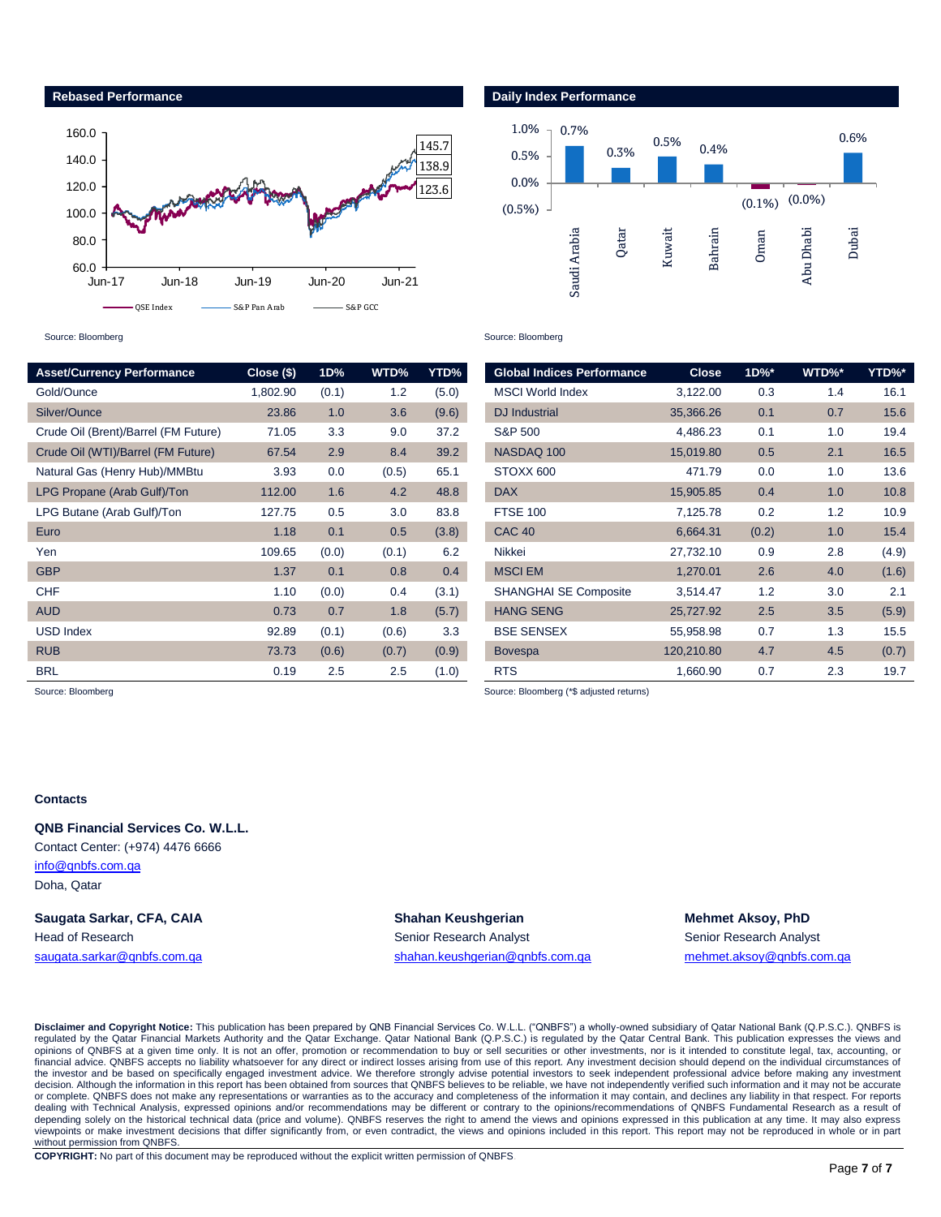## Rebased Performance

160.0
140.0
120.0
100.0
80.0
60.0
Jun-17
Jun-18
Jun-19
Jun-20
Jun-21
145.7
138.9
123.6
QSE Index
S&P Pan Arab
S&P GCC

Source: Bloomberg

## Daily Index Performance

1.0%
0.5%
0.0%
(0.5%)
0.7%
0.3%
0.5%
0.4%
(0.1%)
(0.0%)
0.6%
Saudi Arabia
Qatar
Kuwait
Bahrain
Oman
Abu Dhabi
Dubai

Source: Bloomberg

| Asset/Currency Performance | Close ($) | 1D% | WTD% | YTD% |
|---|---|---|---|---|
| Gold/Ounce | 1,802.90 | (0.1) | 1.2 | (5.0) |
| Silver/Ounce | 23.86 | 1.0 | 3.6 | (9.6) |
| Crude Oil (Brent)/Barrel (FM Future) | 71.05 | 3.3 | 9.0 | 37.2 |
| Crude Oil (WTI)/Barrel (FM Future) | 67.54 | 2.9 | 8.4 | 39.2 |
| Natural Gas (Henry Hub)/MMBtu | 3.93 | 0.0 | (0.5) | 65.1 |
| LPG Propane (Arab Gulf)/Ton | 112.00 | 1.6 | 4.2 | 48.8 |
| LPG Butane (Arab Gulf)/Ton | 127.75 | 0.5 | 3.0 | 83.8 |
| Euro | 1.18 | 0.1 | 0.5 | (3.8) |
| Yen | 109.65 | (0.0) | (0.1) | 6.2 |
| GBP | 1.37 | 0.1 | 0.8 | 0.4 |
| CHF | 1.10 | (0.0) | 0.4 | (3.1) |
| AUD | 0.73 | 0.7 | 1.8 | (5.7) |
| USD Index | 92.89 | (0.1) | (0.6) | 3.3 |
| RUB | 73.73 | (0.6) | (0.7) | (0.9) |
| BRL | 0.19 | 2.5 | 2.5 | (1.0) |

Source: Bloomberg

| Global Indices Performance | Close | 1D%* | WTD%* | YTD%* |
|---|---|---|---|---|
| MSCI World Index | 3,122.00 | 0.3 | 1.4 | 16.1 |
| DJ Industrial | 35,366.26 | 0.1 | 0.7 | 15.6 |
| S&P 500 | 4,486.23 | 0.1 | 1.0 | 19.4 |
| NASDAQ 100 | 15,019.80 | 0.5 | 2.1 | 16.5 |
| STOXX 600 | 471.79 | 0.0 | 1.0 | 13.6 |
| DAX | 15,905.85 | 0.4 | 1.0 | 10.8 |
| FTSE 100 | 7,125.78 | 0.2 | 1.2 | 10.9 |
| CAC 40 | 6,664.31 | (0.2) | 1.0 | 15.4 |
| Nikkei | 27,732.10 | 0.9 | 2.8 | (4.9) |
| MSCI EM | 1,270.01 | 2.6 | 4.0 | (1.6) |
| SHANGHAI SE Composite | 3,514.47 | 1.2 | 3.0 | 2.1 |
| HANG SENG | 25,727.92 | 2.5 | 3.5 | (5.9) |
| BSE SENSEX | 55,958.98 | 0.7 | 1.3 | 15.5 |
| Bovespa | 120,210.80 | 4.7 | 4.5 | (0.7) |
| RTS | 1,660.90 | 0.7 | 2.3 | 19.7 |

Source: Bloomberg (*$ adjusted returns)

**Contacts**

**QNB Financial Services Co. W.L.L.**
Contact Center: (+974) 4476 6666
info@qnbfs.com.qa
Doha, Qatar

**Saugata Sarkar, CFA, CAIA**
Head of Research
saugata.sarkar@qnbfs.com.qa

**Shahan Keushgerian**
Senior Research Analyst
shahan.keushgerian@qnbfs.com.qa

**Mehmet Aksoy, PhD**
Senior Research Analyst
mehmet.aksoy@qnbfs.com.qa

**Disclaimer and Copyright Notice:** This publication has been prepared by QNB Financial Services Co. W.L.L. ("QNBFS") a wholly-owned subsidiary of Qatar National Bank (Q.P.S.C.). QNBFS is regulated by the Qatar Financial Markets Authority and the Qatar Exchange. Qatar National Bank (Q.P.S.C.) is regulated by the Qatar Central Bank. This publication expresses the views and opinions of QNBFS at a given time only. It is not an offer, promotion or recommendation to buy or sell securities or other investments, nor is it intended to constitute legal, tax, accounting, or financial advice. QNBFS accepts no liability whatsoever for any direct or indirect losses arising from use of this report. Any investment decision should depend on the individual circumstances of the investor and be based on specifically engaged investment advice. We therefore strongly advise potential investors to seek independent professional advice before making any investment decision. Although the information in this report has been obtained from sources that QNBFS believes to be reliable, we have not independently verified such information and it may not be accurate or complete. QNBFS does not make any representations or warranties as to the accuracy and completeness of the information it may contain, and declines any liability in that respect. For reports dealing with Technical Analysis, expressed opinions and/or recommendations may be different or contrary to the opinions/recommendations of QNBFS Fundamental Research as a result of depending solely on the historical technical data (price and volume). QNBFS reserves the right to amend the views and opinions expressed in this publication at any time. It may also express viewpoints or make investment decisions that differ significantly from, or even contradict, the views and opinions included in this report. This report may not be reproduced in whole or in part without permission from QNBFS.

**COPYRIGHT:** No part of this document may be reproduced without the explicit written permission of QNBFS